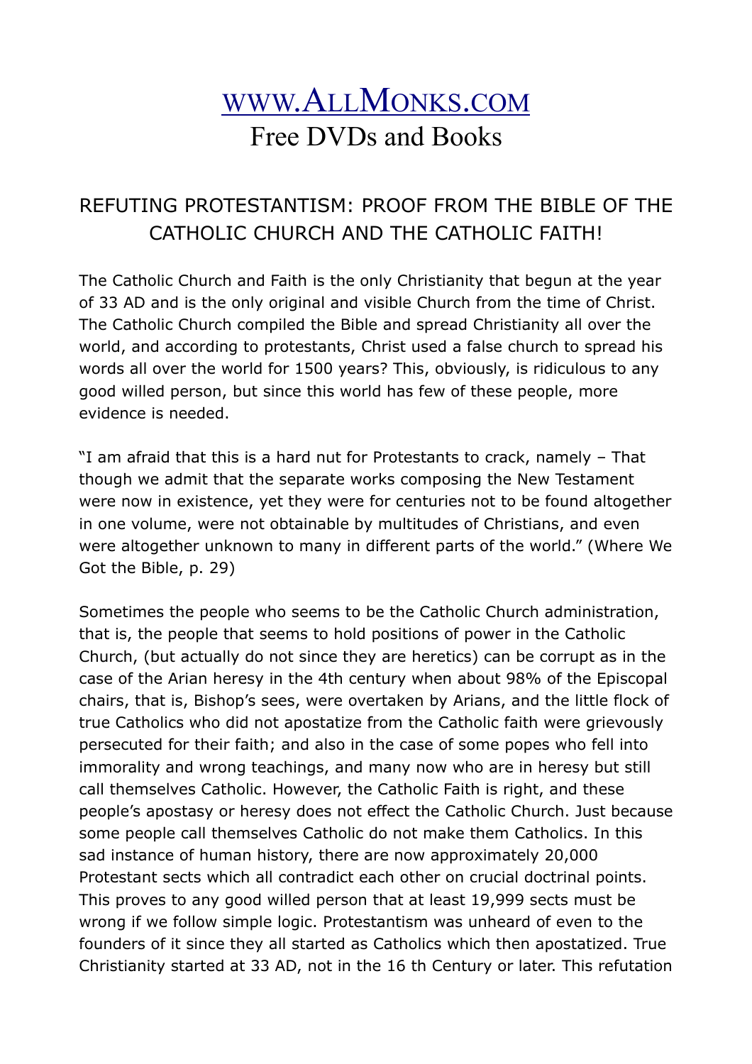# [www.AllMonks.com](http://www.AllMonks.com)

# Free DVDs and Books

## REFUTING PROTESTANTISM: PROOF FROM THE BIBLE OF THE CATHOLIC CHURCH AND THE CATHOLIC FAITH!

The Catholic Church and Faith is the only Christianity that begun at the year of 33 AD and is the only original and visible Church from the time of Christ. The Catholic Church compiled the Bible and spread Christianity all over the world, and according to protestants, Christ used a false church to spread his words all over the world for 1500 years? This, obviously, is ridiculous to any good willed person, but since this world has few of these people, more evidence is needed.

"I am afraid that this is a hard nut for Protestants to crack, namely – That though we admit that the separate works composing the New Testament were now in existence, yet they were for centuries not to be found altogether in one volume, were not obtainable by multitudes of Christians, and even were altogether unknown to many in different parts of the world." (Where We Got the Bible, p. 29)

Sometimes the people who seems to be the Catholic Church administration, that is, the people that seems to hold positions of power in the Catholic Church, (but actually do not since they are heretics) can be corrupt as in the case of the Arian heresy in the 4th century when about 98% of the Episcopal chairs, that is, Bishop's sees, were overtaken by Arians, and the little flock of true Catholics who did not apostatize from the Catholic faith were grievously persecuted for their faith; and also in the case of some popes who fell into immorality and wrong teachings, and many now who are in heresy but still call themselves Catholic. However, the Catholic Faith is right, and these people's apostasy or heresy does not effect the Catholic Church. Just because some people call themselves Catholic do not make them Catholics. In this sad instance of human history, there are now approximately 20,000 Protestant sects which all contradict each other on crucial doctrinal points. This proves to any good willed person that at least 19,999 sects must be wrong if we follow simple logic. Protestantism was unheard of even to the founders of it since they all started as Catholics which then apostatized. True Christianity started at 33 AD, not in the 16 th Century or later. This refutation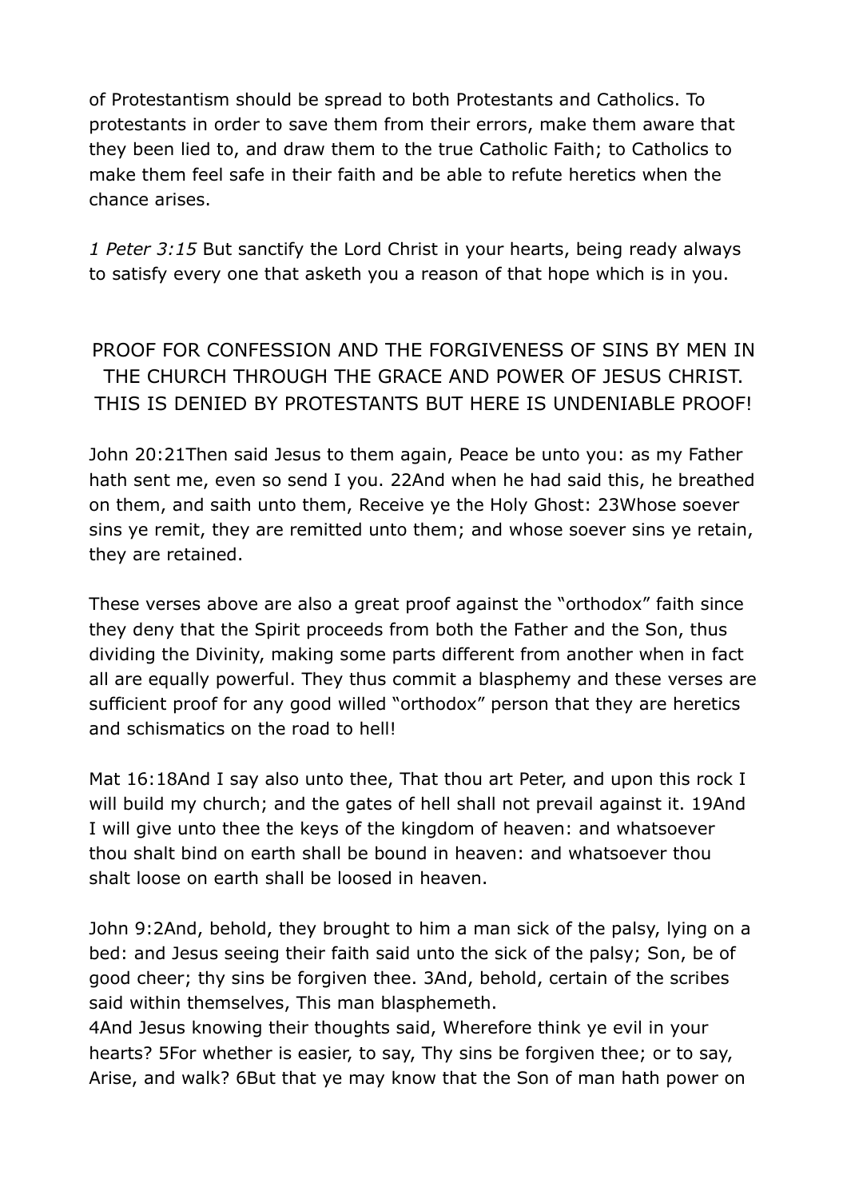of Protestantism should be spread to both Protestants and Catholics. To protestants in order to save them from their errors, make them aware that they been lied to, and draw them to the true Catholic Faith; to Catholics to make them feel safe in their faith and be able to refute heretics when the chance arises.

*1 Peter 3:15* But sanctify the Lord Christ in your hearts, being ready always to satisfy every one that asketh you a reason of that hope which is in you.

## PROOF FOR CONFESSION AND THE FORGIVENESS OF SINS BY MEN IN THE CHURCH THROUGH THE GRACE AND POWER OF JESUS CHRIST. THIS IS DENIED BY PROTESTANTS BUT HERE IS UNDENIABLE PROOF!

John 20:21Then said Jesus to them again, Peace be unto you: as my Father hath sent me, even so send I you. 22And when he had said this, he breathed on them, and saith unto them, Receive ye the Holy Ghost: 23Whose soever sins ye remit, they are remitted unto them; and whose soever sins ye retain, they are retained.

These verses above are also a great proof against the "orthodox" faith since they deny that the Spirit proceeds from both the Father and the Son, thus dividing the Divinity, making some parts different from another when in fact all are equally powerful. They thus commit a blasphemy and these verses are sufficient proof for any good willed "orthodox" person that they are heretics and schismatics on the road to hell!

Mat 16:18And I say also unto thee, That thou art Peter, and upon this rock I will build my church; and the gates of hell shall not prevail against it. 19And I will give unto thee the keys of the kingdom of heaven: and whatsoever thou shalt bind on earth shall be bound in heaven: and whatsoever thou shalt loose on earth shall be loosed in heaven.

John 9:2And, behold, they brought to him a man sick of the palsy, lying on a bed: and Jesus seeing their faith said unto the sick of the palsy; Son, be of good cheer; thy sins be forgiven thee. 3And, behold, certain of the scribes said within themselves, This man blasphemeth.
4And Jesus knowing their thoughts said, Wherefore think ye evil in your hearts? 5For whether is easier, to say, Thy sins be forgiven thee; or to say, Arise, and walk? 6But that ye may know that the Son of man hath power on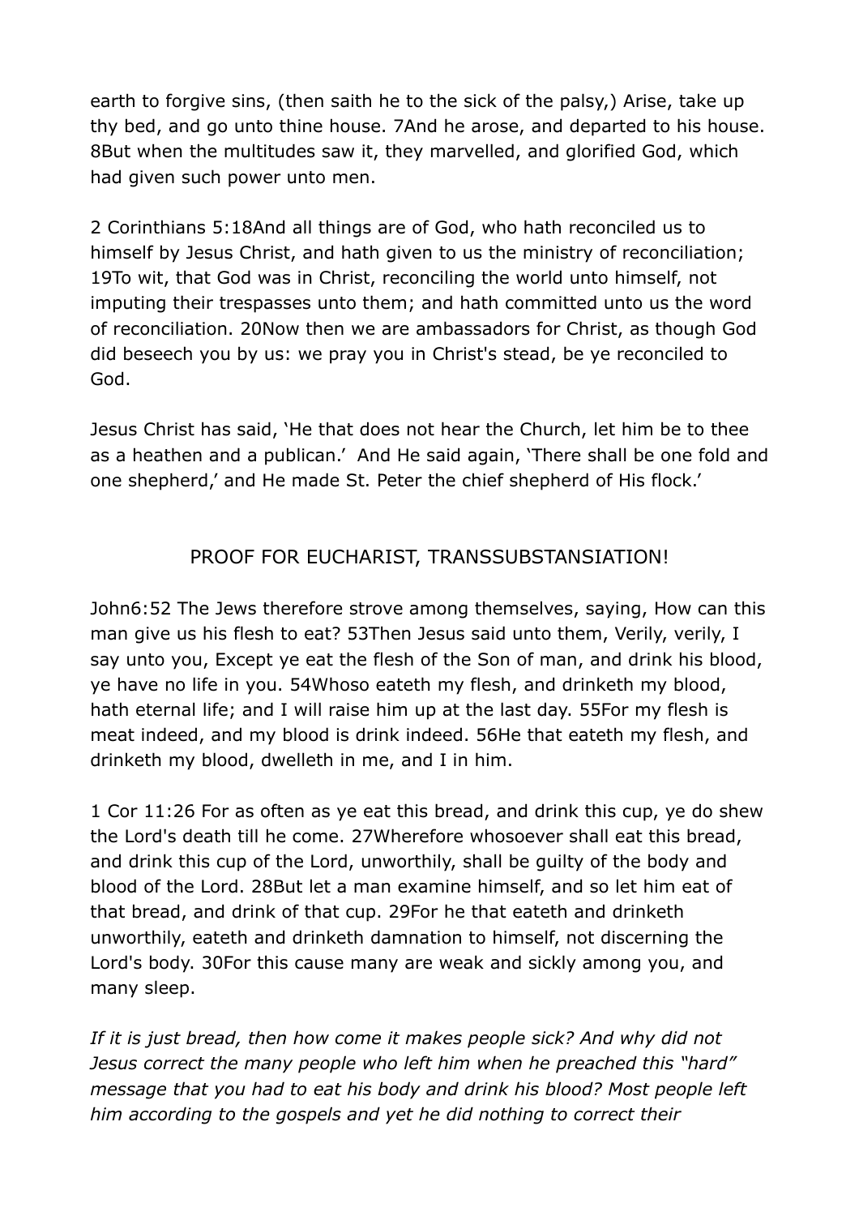earth to forgive sins, (then saith he to the sick of the palsy,) Arise, take up thy bed, and go unto thine house. 7And he arose, and departed to his house. 8But when the multitudes saw it, they marvelled, and glorified God, which had given such power unto men.

2 Corinthians 5:18And all things are of God, who hath reconciled us to himself by Jesus Christ, and hath given to us the ministry of reconciliation; 19To wit, that God was in Christ, reconciling the world unto himself, not imputing their trespasses unto them; and hath committed unto us the word of reconciliation. 20Now then we are ambassadors for Christ, as though God did beseech you by us: we pray you in Christ's stead, be ye reconciled to God.

Jesus Christ has said, 'He that does not hear the Church, let him be to thee as a heathen and a publican.' And He said again, 'There shall be one fold and one shepherd,' and He made St. Peter the chief shepherd of His flock.'

## PROOF FOR EUCHARIST, TRANSSUBSTANSIATION!

John6:52 The Jews therefore strove among themselves, saying, How can this man give us his flesh to eat? 53Then Jesus said unto them, Verily, verily, I say unto you, Except ye eat the flesh of the Son of man, and drink his blood, ye have no life in you. 54Whoso eateth my flesh, and drinketh my blood, hath eternal life; and I will raise him up at the last day. 55For my flesh is meat indeed, and my blood is drink indeed. 56He that eateth my flesh, and drinketh my blood, dwelleth in me, and I in him.

1 Cor 11:26 For as often as ye eat this bread, and drink this cup, ye do shew the Lord's death till he come. 27Wherefore whosoever shall eat this bread, and drink this cup of the Lord, unworthily, shall be guilty of the body and blood of the Lord. 28But let a man examine himself, and so let him eat of that bread, and drink of that cup. 29For he that eateth and drinketh unworthily, eateth and drinketh damnation to himself, not discerning the Lord's body. 30For this cause many are weak and sickly among you, and many sleep.

*If it is just bread, then how come it makes people sick? And why did not Jesus correct the many people who left him when he preached this "hard" message that you had to eat his body and drink his blood? Most people left him according to the gospels and yet he did nothing to correct their*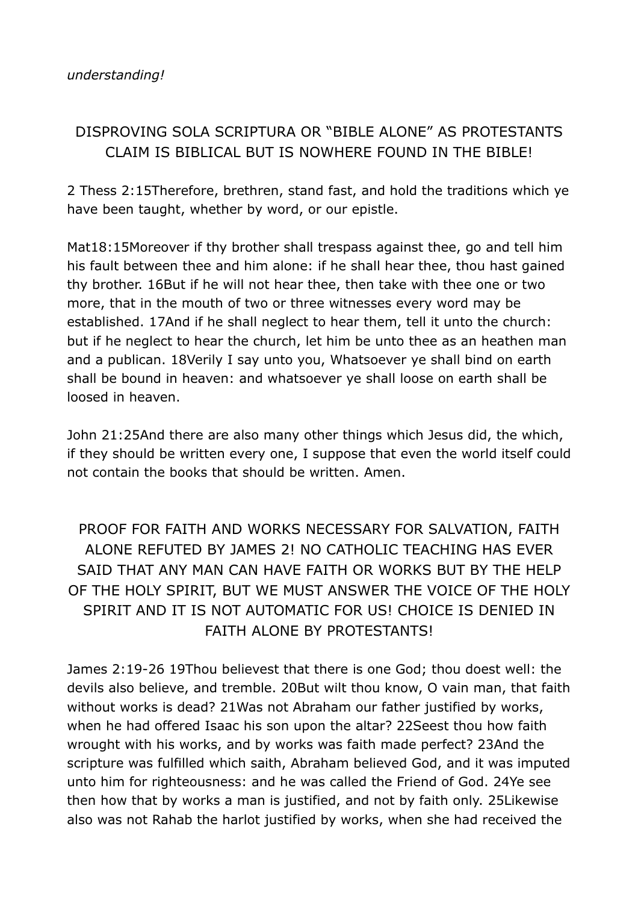*understanding!*

## DISPROVING SOLA SCRIPTURA OR "BIBLE ALONE" AS PROTESTANTS CLAIM IS BIBLICAL BUT IS NOWHERE FOUND IN THE BIBLE!

2 Thess 2:15Therefore, brethren, stand fast, and hold the traditions which ye have been taught, whether by word, or our epistle.

Mat18:15Moreover if thy brother shall trespass against thee, go and tell him his fault between thee and him alone: if he shall hear thee, thou hast gained thy brother. 16But if he will not hear thee, then take with thee one or two more, that in the mouth of two or three witnesses every word may be established. 17And if he shall neglect to hear them, tell it unto the church: but if he neglect to hear the church, let him be unto thee as an heathen man and a publican. 18Verily I say unto you, Whatsoever ye shall bind on earth shall be bound in heaven: and whatsoever ye shall loose on earth shall be loosed in heaven.

John 21:25And there are also many other things which Jesus did, the which, if they should be written every one, I suppose that even the world itself could not contain the books that should be written. Amen.

## PROOF FOR FAITH AND WORKS NECESSARY FOR SALVATION, FAITH ALONE REFUTED BY JAMES 2! NO CATHOLIC TEACHING HAS EVER SAID THAT ANY MAN CAN HAVE FAITH OR WORKS BUT BY THE HELP OF THE HOLY SPIRIT, BUT WE MUST ANSWER THE VOICE OF THE HOLY SPIRIT AND IT IS NOT AUTOMATIC FOR US! CHOICE IS DENIED IN FAITH ALONE BY PROTESTANTS!

James 2:19-26 19Thou believest that there is one God; thou doest well: the devils also believe, and tremble. 20But wilt thou know, O vain man, that faith without works is dead? 21Was not Abraham our father justified by works, when he had offered Isaac his son upon the altar? 22Seest thou how faith wrought with his works, and by works was faith made perfect? 23And the scripture was fulfilled which saith, Abraham believed God, and it was imputed unto him for righteousness: and he was called the Friend of God. 24Ye see then how that by works a man is justified, and not by faith only. 25Likewise also was not Rahab the harlot justified by works, when she had received the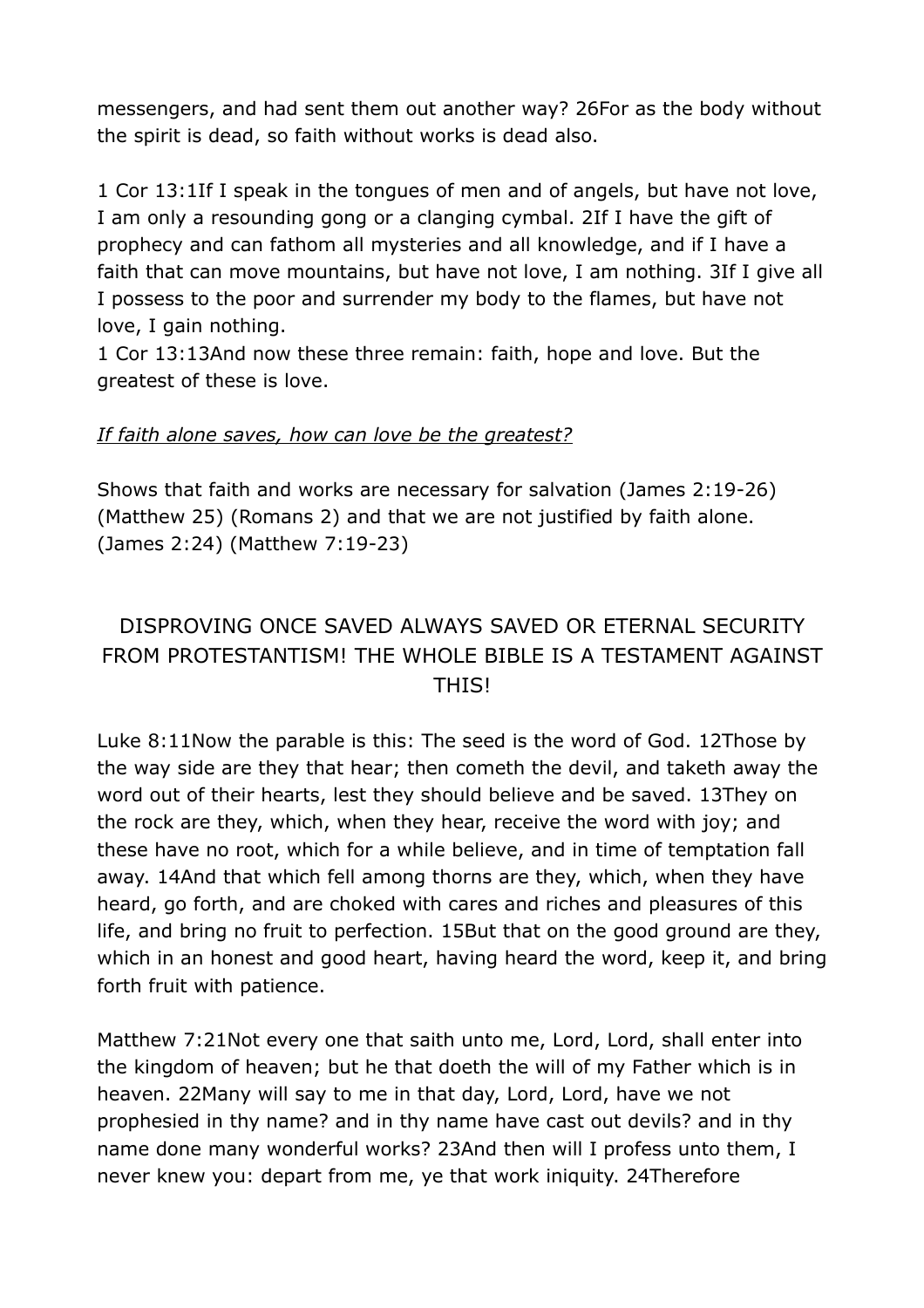messengers, and had sent them out another way? 26For as the body without the spirit is dead, so faith without works is dead also.

1 Cor 13:1If I speak in the tongues of men and of angels, but have not love, I am only a resounding gong or a clanging cymbal. 2If I have the gift of prophecy and can fathom all mysteries and all knowledge, and if I have a faith that can move mountains, but have not love, I am nothing. 3If I give all I possess to the poor and surrender my body to the flames, but have not love, I gain nothing.
1 Cor 13:13And now these three remain: faith, hope and love. But the greatest of these is love.

*If faith alone saves, how can love be the greatest?*

Shows that faith and works are necessary for salvation (James 2:19-26) (Matthew 25) (Romans 2) and that we are not justified by faith alone. (James 2:24) (Matthew 7:19-23)

## DISPROVING ONCE SAVED ALWAYS SAVED OR ETERNAL SECURITY FROM PROTESTANTISM! THE WHOLE BIBLE IS A TESTAMENT AGAINST THIS!

Luke 8:11Now the parable is this: The seed is the word of God. 12Those by the way side are they that hear; then cometh the devil, and taketh away the word out of their hearts, lest they should believe and be saved. 13They on the rock are they, which, when they hear, receive the word with joy; and these have no root, which for a while believe, and in time of temptation fall away. 14And that which fell among thorns are they, which, when they have heard, go forth, and are choked with cares and riches and pleasures of this life, and bring no fruit to perfection. 15But that on the good ground are they, which in an honest and good heart, having heard the word, keep it, and bring forth fruit with patience.

Matthew 7:21Not every one that saith unto me, Lord, Lord, shall enter into the kingdom of heaven; but he that doeth the will of my Father which is in heaven. 22Many will say to me in that day, Lord, Lord, have we not prophesied in thy name? and in thy name have cast out devils? and in thy name done many wonderful works? 23And then will I profess unto them, I never knew you: depart from me, ye that work iniquity. 24Therefore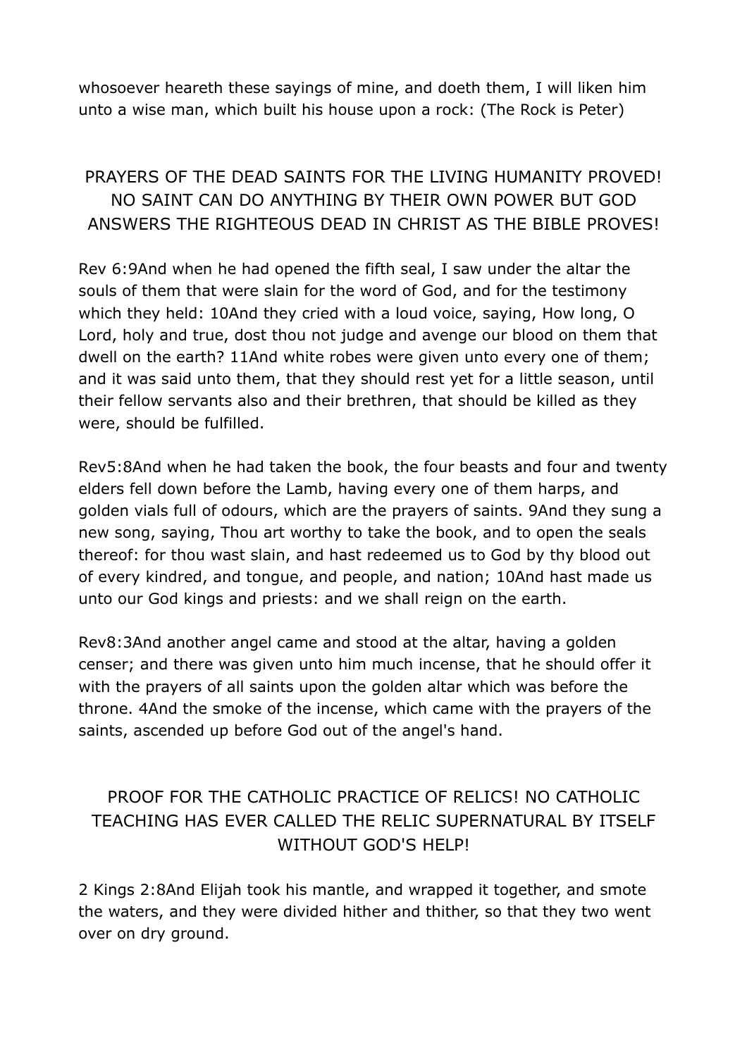whosoever heareth these sayings of mine, and doeth them, I will liken him unto a wise man, which built his house upon a rock: (The Rock is Peter)

## PRAYERS OF THE DEAD SAINTS FOR THE LIVING HUMANITY PROVED! NO SAINT CAN DO ANYTHING BY THEIR OWN POWER BUT GOD ANSWERS THE RIGHTEOUS DEAD IN CHRIST AS THE BIBLE PROVES!

Rev 6:9And when he had opened the fifth seal, I saw under the altar the souls of them that were slain for the word of God, and for the testimony which they held: 10And they cried with a loud voice, saying, How long, O Lord, holy and true, dost thou not judge and avenge our blood on them that dwell on the earth? 11And white robes were given unto every one of them; and it was said unto them, that they should rest yet for a little season, until their fellow servants also and their brethren, that should be killed as they were, should be fulfilled.

Rev5:8And when he had taken the book, the four beasts and four and twenty elders fell down before the Lamb, having every one of them harps, and golden vials full of odours, which are the prayers of saints. 9And they sung a new song, saying, Thou art worthy to take the book, and to open the seals thereof: for thou wast slain, and hast redeemed us to God by thy blood out of every kindred, and tongue, and people, and nation; 10And hast made us unto our God kings and priests: and we shall reign on the earth.

Rev8:3And another angel came and stood at the altar, having a golden censer; and there was given unto him much incense, that he should offer it with the prayers of all saints upon the golden altar which was before the throne. 4And the smoke of the incense, which came with the prayers of the saints, ascended up before God out of the angel's hand.

## PROOF FOR THE CATHOLIC PRACTICE OF RELICS! NO CATHOLIC TEACHING HAS EVER CALLED THE RELIC SUPERNATURAL BY ITSELF WITHOUT GOD'S HELP!

2 Kings 2:8And Elijah took his mantle, and wrapped it together, and smote the waters, and they were divided hither and thither, so that they two went over on dry ground.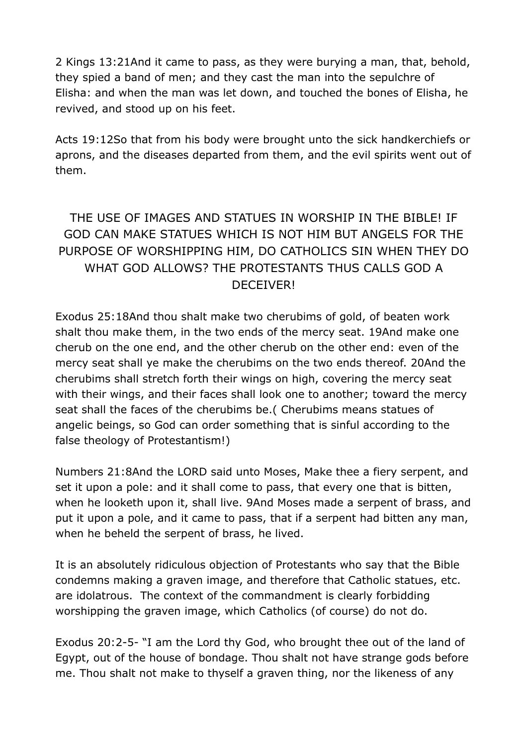2 Kings 13:21And it came to pass, as they were burying a man, that, behold, they spied a band of men; and they cast the man into the sepulchre of Elisha: and when the man was let down, and touched the bones of Elisha, he revived, and stood up on his feet.

Acts 19:12So that from his body were brought unto the sick handkerchiefs or aprons, and the diseases departed from them, and the evil spirits went out of them.

## THE USE OF IMAGES AND STATUES IN WORSHIP IN THE BIBLE! IF GOD CAN MAKE STATUES WHICH IS NOT HIM BUT ANGELS FOR THE PURPOSE OF WORSHIPPING HIM, DO CATHOLICS SIN WHEN THEY DO WHAT GOD ALLOWS? THE PROTESTANTS THUS CALLS GOD A DECEIVER!

Exodus 25:18And thou shalt make two cherubims of gold, of beaten work shalt thou make them, in the two ends of the mercy seat. 19And make one cherub on the one end, and the other cherub on the other end: even of the mercy seat shall ye make the cherubims on the two ends thereof. 20And the cherubims shall stretch forth their wings on high, covering the mercy seat with their wings, and their faces shall look one to another; toward the mercy seat shall the faces of the cherubims be.( Cherubims means statues of angelic beings, so God can order something that is sinful according to the false theology of Protestantism!)

Numbers 21:8And the LORD said unto Moses, Make thee a fiery serpent, and set it upon a pole: and it shall come to pass, that every one that is bitten, when he looketh upon it, shall live. 9And Moses made a serpent of brass, and put it upon a pole, and it came to pass, that if a serpent had bitten any man, when he beheld the serpent of brass, he lived.

It is an absolutely ridiculous objection of Protestants who say that the Bible condemns making a graven image, and therefore that Catholic statues, etc. are idolatrous. The context of the commandment is clearly forbidding worshipping the graven image, which Catholics (of course) do not do.

Exodus 20:2-5- "I am the Lord thy God, who brought thee out of the land of Egypt, out of the house of bondage. Thou shalt not have strange gods before me. Thou shalt not make to thyself a graven thing, nor the likeness of any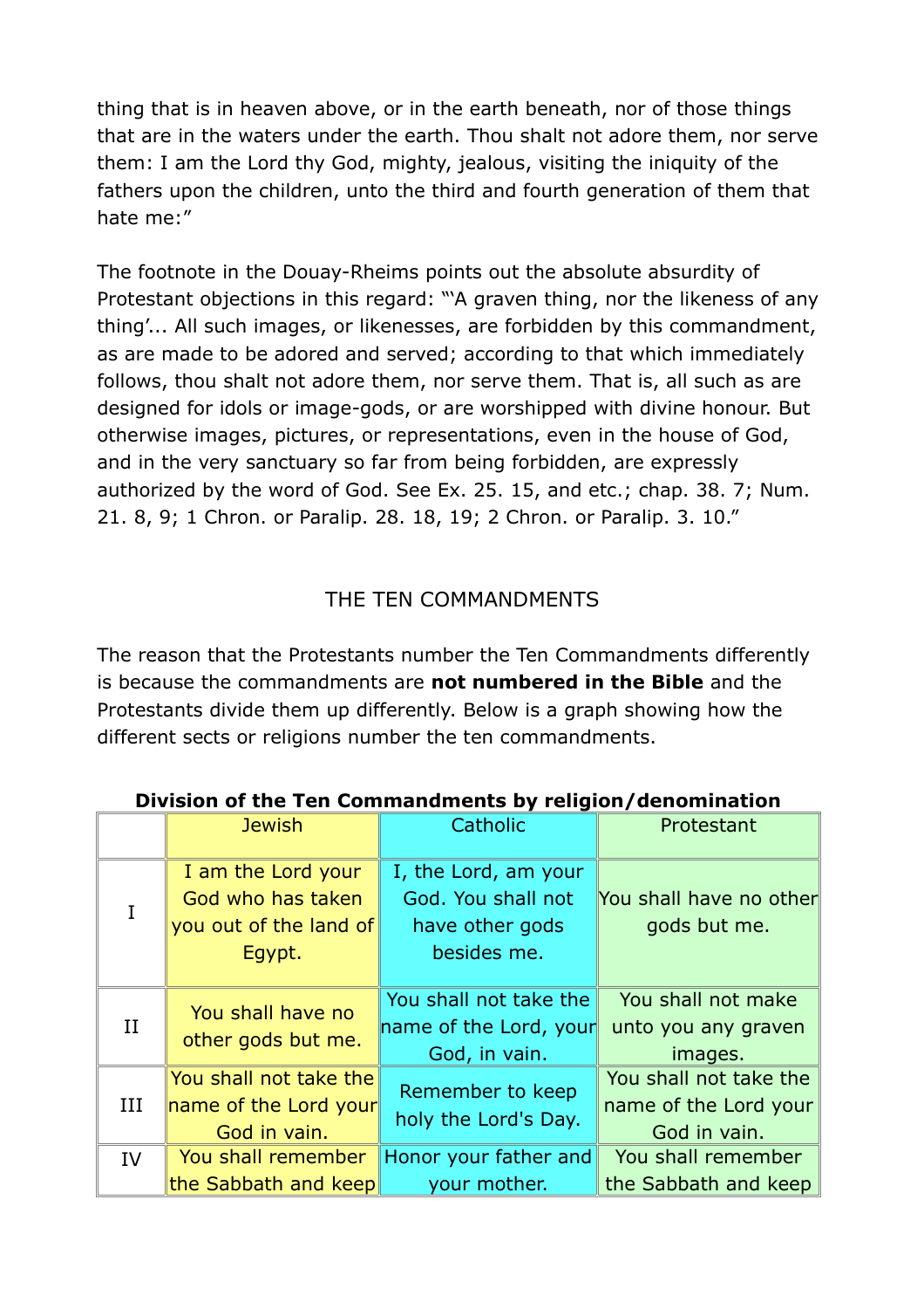thing that is in heaven above, or in the earth beneath, nor of those things that are in the waters under the earth. Thou shalt not adore them, nor serve them: I am the Lord thy God, mighty, jealous, visiting the iniquity of the fathers upon the children, unto the third and fourth generation of them that hate me:"

The footnote in the Douay-Rheims points out the absolute absurdity of Protestant objections in this regard: "'A graven thing, nor the likeness of any thing'... All such images, or likenesses, are forbidden by this commandment, as are made to be adored and served; according to that which immediately follows, thou shalt not adore them, nor serve them. That is, all such as are designed for idols or image-gods, or are worshipped with divine honour. But otherwise images, pictures, or representations, even in the house of God, and in the very sanctuary so far from being forbidden, are expressly authorized by the word of God. See Ex. 25. 15, and etc.; chap. 38. 7; Num. 21. 8, 9; 1 Chron. or Paralip. 28. 18, 19; 2 Chron. or Paralip. 3. 10."

## THE TEN COMMANDMENTS

The reason that the Protestants number the Ten Commandments differently is because the commandments are **not numbered in the Bible** and the Protestants divide them up differently. Below is a graph showing how the different sects or religions number the ten commandments.

**Division of the Ten Commandments by religion/denomination**

| | Jewish | Catholic | Protestant |
|---|---|---|---|
| I | I am the Lord your God who has taken you out of the land of Egypt. | I, the Lord, am your God. You shall not have other gods besides me. | You shall have no other gods but me. |
| II | You shall have no other gods but me. | You shall not take the name of the Lord, your God, in vain. | You shall not make unto you any graven images. |
| III | You shall not take the name of the Lord your God in vain. | Remember to keep holy the Lord's Day. | You shall not take the name of the Lord your God in vain. |
| IV | You shall remember the Sabbath and keep | Honor your father and your mother. | You shall remember the Sabbath and keep |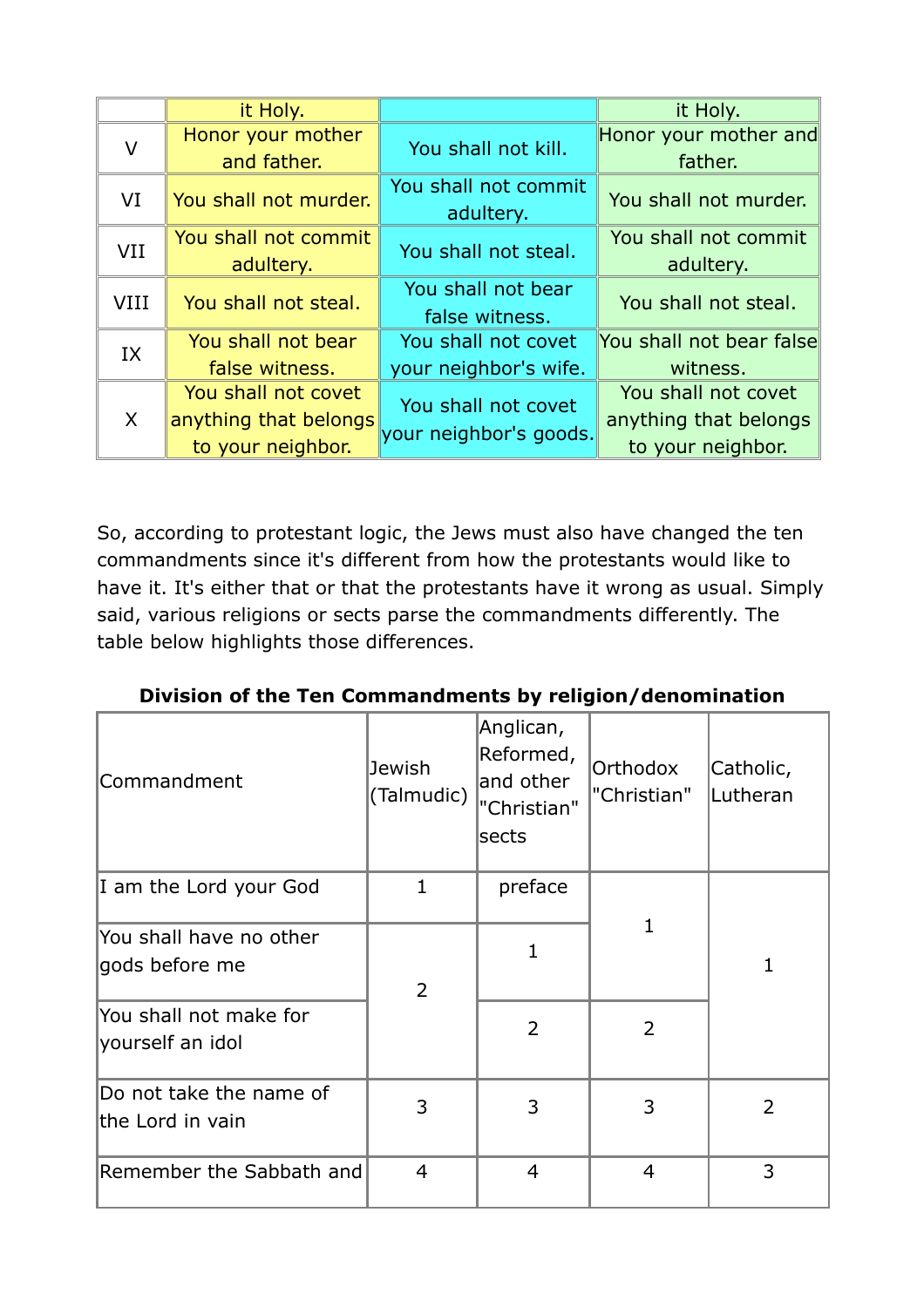|  | it Holy. |  | it Holy. |
|---|---|---|---|
| V | Honor your mother and father. | You shall not kill. | Honor your mother and father. |
| VI | You shall not murder. | You shall not commit adultery. | You shall not murder. |
| VII | You shall not commit adultery. | You shall not steal. | You shall not commit adultery. |
| VIII | You shall not steal. | You shall not bear false witness. | You shall not steal. |
| IX | You shall not bear false witness. | You shall not covet your neighbor's wife. | You shall not bear false witness. |
| X | You shall not covet anything that belongs to your neighbor. | You shall not covet your neighbor's goods. | You shall not covet anything that belongs to your neighbor. |

So, according to protestant logic, the Jews must also have changed the ten commandments since it's different from how the protestants would like to have it. It's either that or that the protestants have it wrong as usual. Simply said, various religions or sects parse the commandments differently. The table below highlights those differences.

**Division of the Ten Commandments by religion/denomination**

| Commandment | Jewish (Talmudic) | Anglican, Reformed, and other "Christian" sects | Orthodox "Christian" | Catholic, Lutheran |
|---|---|---|---|---|
| I am the Lord your God | 1 | preface | 1 | 1 |
| You shall have no other gods before me | 2 | 1 | | |
| You shall not make for yourself an idol | | 2 | 2 | |
| Do not take the name of the Lord in vain | 3 | 3 | 3 | 2 |
| Remember the Sabbath and | 4 | 4 | 4 | 3 |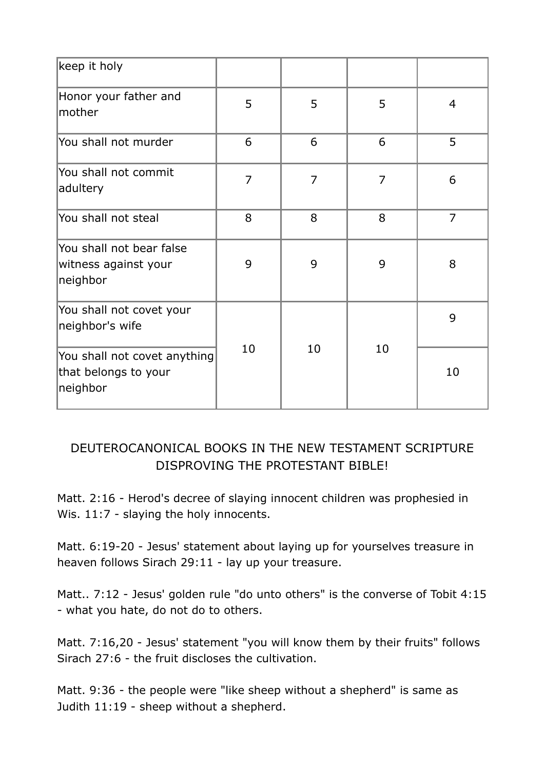| keep it holy | | | | |
|---|---|---|---|---|
| Honor your father and mother | 5 | 5 | 5 | 4 |
| You shall not murder | 6 | 6 | 6 | 5 |
| You shall not commit adultery | 7 | 7 | 7 | 6 |
| You shall not steal | 8 | 8 | 8 | 7 |
| You shall not bear false witness against your neighbor | 9 | 9 | 9 | 8 |
| You shall not covet your neighbor's wife | 10 | 10 | 10 | 9 |
| You shall not covet anything that belongs to your neighbor | | | | 10 |

DEUTEROCANONICAL BOOKS IN THE NEW TESTAMENT SCRIPTURE DISPROVING THE PROTESTANT BIBLE!

Matt. 2:16 - Herod's decree of slaying innocent children was prophesied in Wis. 11:7 - slaying the holy innocents.

Matt. 6:19-20 - Jesus' statement about laying up for yourselves treasure in heaven follows Sirach 29:11 - lay up your treasure.

Matt.. 7:12 - Jesus' golden rule "do unto others" is the converse of Tobit 4:15 - what you hate, do not do to others.

Matt. 7:16,20 - Jesus' statement "you will know them by their fruits" follows Sirach 27:6 - the fruit discloses the cultivation.

Matt. 9:36 - the people were "like sheep without a shepherd" is same as Judith 11:19 - sheep without a shepherd.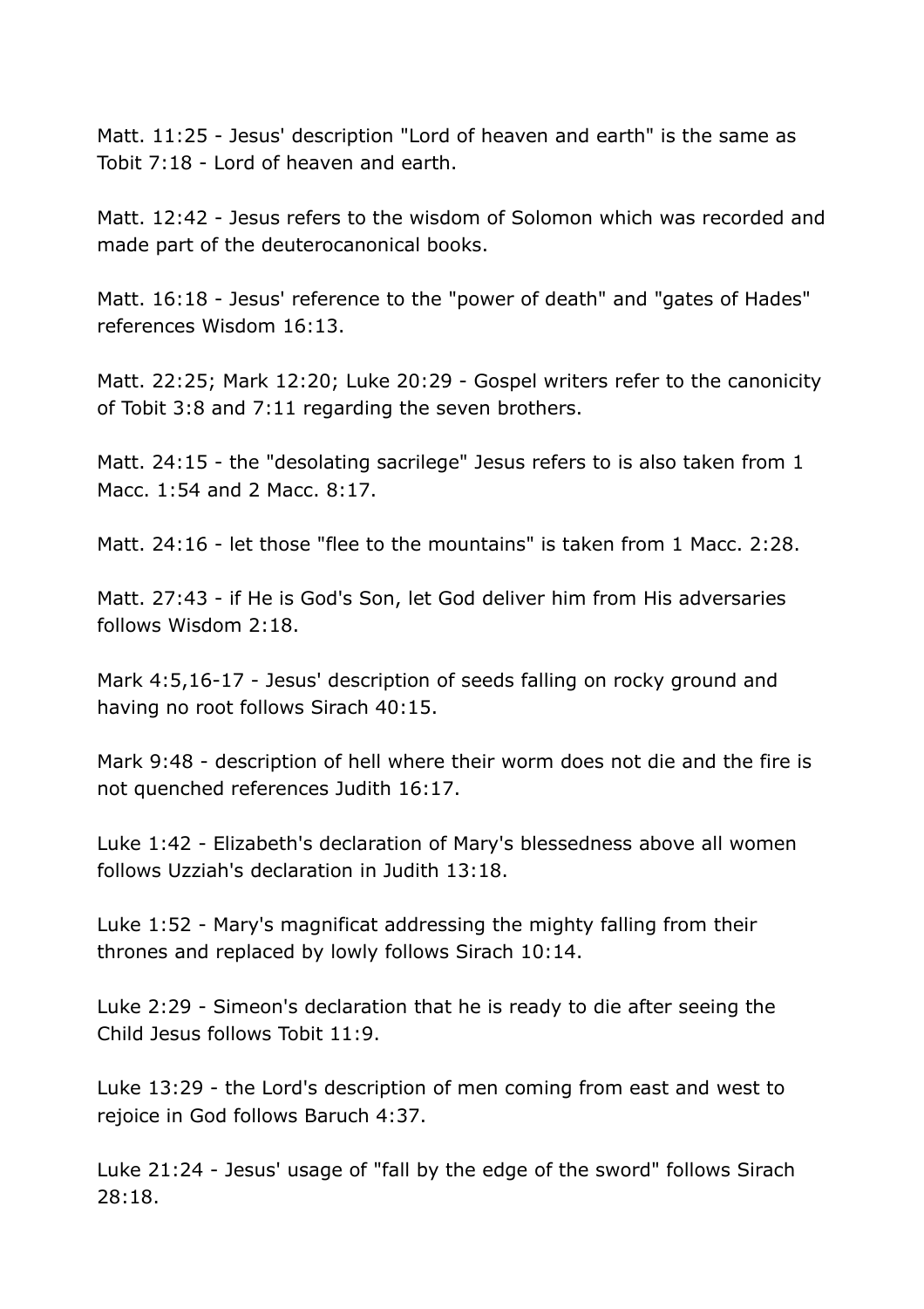Matt. 11:25 - Jesus' description "Lord of heaven and earth" is the same as Tobit 7:18 - Lord of heaven and earth.

Matt. 12:42 - Jesus refers to the wisdom of Solomon which was recorded and made part of the deuterocanonical books.

Matt. 16:18 - Jesus' reference to the "power of death" and "gates of Hades" references Wisdom 16:13.

Matt. 22:25; Mark 12:20; Luke 20:29 - Gospel writers refer to the canonicity of Tobit 3:8 and 7:11 regarding the seven brothers.

Matt. 24:15 - the "desolating sacrilege" Jesus refers to is also taken from 1 Macc. 1:54 and 2 Macc. 8:17.

Matt. 24:16 - let those "flee to the mountains" is taken from 1 Macc. 2:28.

Matt. 27:43 - if He is God's Son, let God deliver him from His adversaries follows Wisdom 2:18.

Mark 4:5,16-17 - Jesus' description of seeds falling on rocky ground and having no root follows Sirach 40:15.

Mark 9:48 - description of hell where their worm does not die and the fire is not quenched references Judith 16:17.

Luke 1:42 - Elizabeth's declaration of Mary's blessedness above all women follows Uzziah's declaration in Judith 13:18.

Luke 1:52 - Mary's magnificat addressing the mighty falling from their thrones and replaced by lowly follows Sirach 10:14.

Luke 2:29 - Simeon's declaration that he is ready to die after seeing the Child Jesus follows Tobit 11:9.

Luke 13:29 - the Lord's description of men coming from east and west to rejoice in God follows Baruch 4:37.

Luke 21:24 - Jesus' usage of "fall by the edge of the sword" follows Sirach 28:18.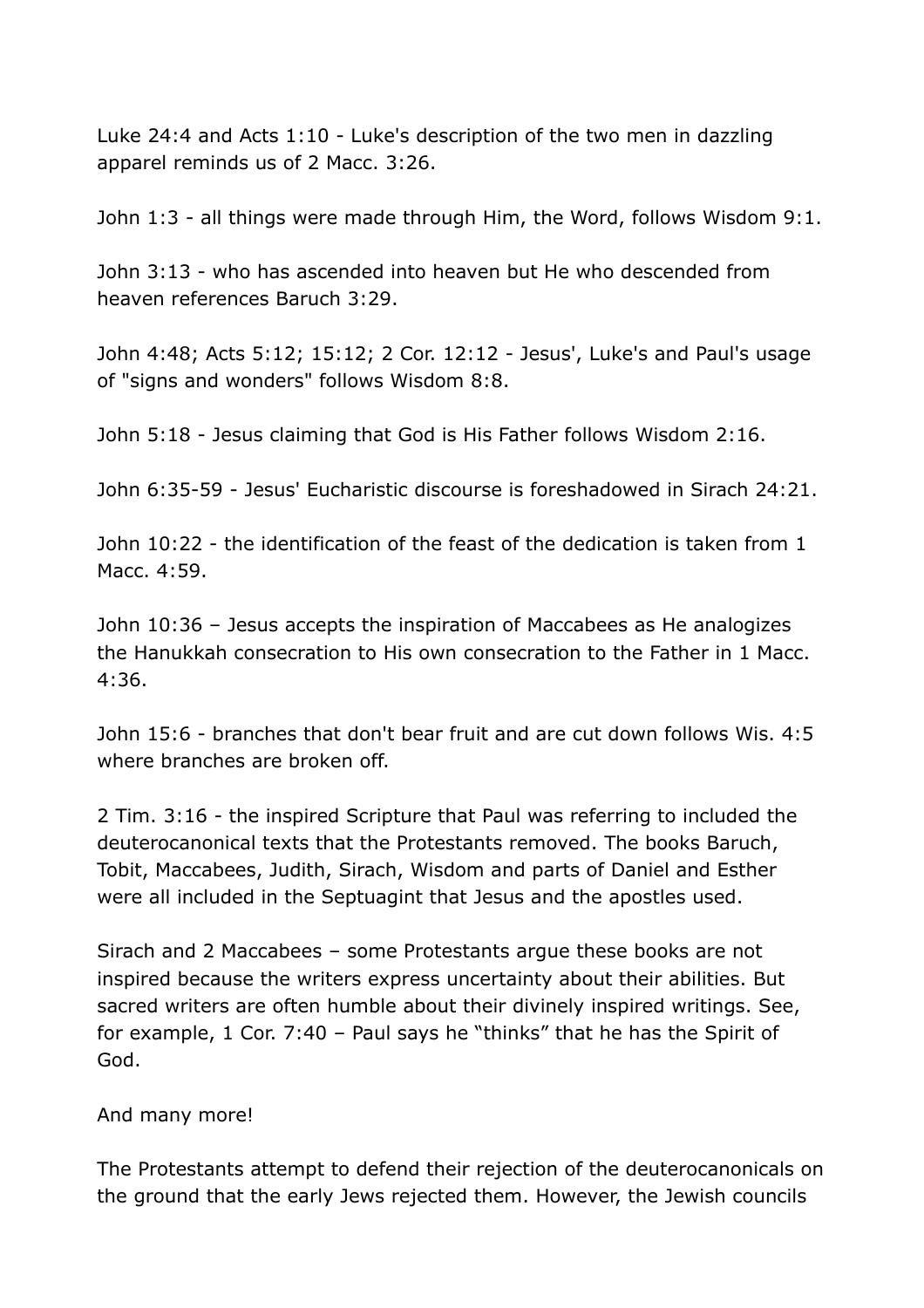Luke 24:4 and Acts 1:10 - Luke's description of the two men in dazzling apparel reminds us of 2 Macc. 3:26.

John 1:3 - all things were made through Him, the Word, follows Wisdom 9:1.

John 3:13 - who has ascended into heaven but He who descended from heaven references Baruch 3:29.

John 4:48; Acts 5:12; 15:12; 2 Cor. 12:12 - Jesus', Luke's and Paul's usage of "signs and wonders" follows Wisdom 8:8.

John 5:18 - Jesus claiming that God is His Father follows Wisdom 2:16.

John 6:35-59 - Jesus' Eucharistic discourse is foreshadowed in Sirach 24:21.

John 10:22 - the identification of the feast of the dedication is taken from 1 Macc. 4:59.

John 10:36 – Jesus accepts the inspiration of Maccabees as He analogizes the Hanukkah consecration to His own consecration to the Father in 1 Macc. 4:36.

John 15:6 - branches that don't bear fruit and are cut down follows Wis. 4:5 where branches are broken off.

2 Tim. 3:16 - the inspired Scripture that Paul was referring to included the deuterocanonical texts that the Protestants removed. The books Baruch, Tobit, Maccabees, Judith, Sirach, Wisdom and parts of Daniel and Esther were all included in the Septuagint that Jesus and the apostles used.

Sirach and 2 Maccabees – some Protestants argue these books are not inspired because the writers express uncertainty about their abilities. But sacred writers are often humble about their divinely inspired writings. See, for example, 1 Cor. 7:40 – Paul says he "thinks" that he has the Spirit of God.

And many more!

The Protestants attempt to defend their rejection of the deuterocanonicals on the ground that the early Jews rejected them. However, the Jewish councils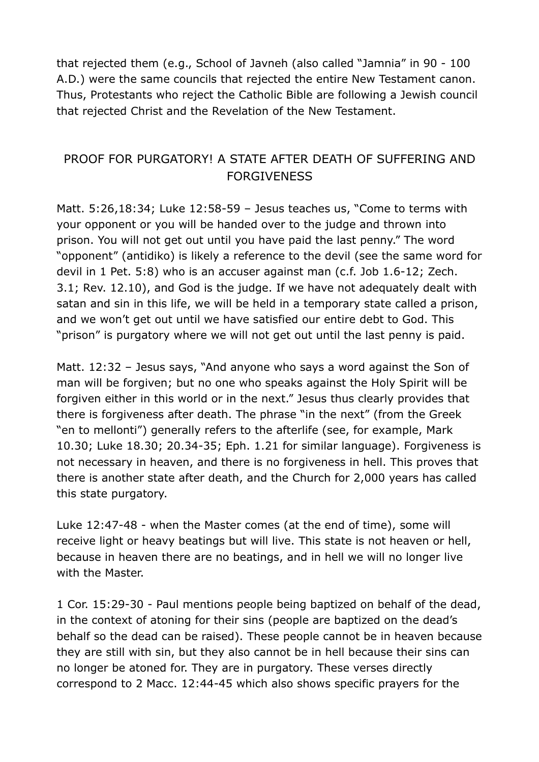that rejected them (e.g., School of Javneh (also called "Jamnia" in 90 - 100 A.D.) were the same councils that rejected the entire New Testament canon. Thus, Protestants who reject the Catholic Bible are following a Jewish council that rejected Christ and the Revelation of the New Testament.

## PROOF FOR PURGATORY! A STATE AFTER DEATH OF SUFFERING AND FORGIVENESS

Matt. 5:26,18:34; Luke 12:58-59 – Jesus teaches us, "Come to terms with your opponent or you will be handed over to the judge and thrown into prison. You will not get out until you have paid the last penny." The word "opponent" (antidiko) is likely a reference to the devil (see the same word for devil in 1 Pet. 5:8) who is an accuser against man (c.f. Job 1.6-12; Zech. 3.1; Rev. 12.10), and God is the judge. If we have not adequately dealt with satan and sin in this life, we will be held in a temporary state called a prison, and we won't get out until we have satisfied our entire debt to God. This "prison" is purgatory where we will not get out until the last penny is paid.

Matt. 12:32 – Jesus says, "And anyone who says a word against the Son of man will be forgiven; but no one who speaks against the Holy Spirit will be forgiven either in this world or in the next." Jesus thus clearly provides that there is forgiveness after death. The phrase "in the next" (from the Greek "en to mellonti") generally refers to the afterlife (see, for example, Mark 10.30; Luke 18.30; 20.34-35; Eph. 1.21 for similar language). Forgiveness is not necessary in heaven, and there is no forgiveness in hell. This proves that there is another state after death, and the Church for 2,000 years has called this state purgatory.

Luke 12:47-48 - when the Master comes (at the end of time), some will receive light or heavy beatings but will live. This state is not heaven or hell, because in heaven there are no beatings, and in hell we will no longer live with the Master.

1 Cor. 15:29-30 - Paul mentions people being baptized on behalf of the dead, in the context of atoning for their sins (people are baptized on the dead's behalf so the dead can be raised). These people cannot be in heaven because they are still with sin, but they also cannot be in hell because their sins can no longer be atoned for. They are in purgatory. These verses directly correspond to 2 Macc. 12:44-45 which also shows specific prayers for the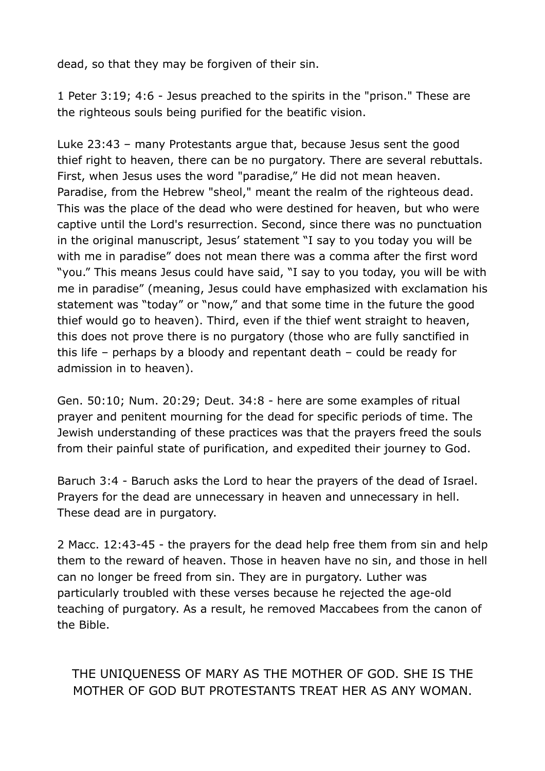dead, so that they may be forgiven of their sin.

1 Peter 3:19; 4:6 - Jesus preached to the spirits in the "prison." These are the righteous souls being purified for the beatific vision.

Luke 23:43 – many Protestants argue that, because Jesus sent the good thief right to heaven, there can be no purgatory. There are several rebuttals. First, when Jesus uses the word "paradise," He did not mean heaven. Paradise, from the Hebrew "sheol," meant the realm of the righteous dead. This was the place of the dead who were destined for heaven, but who were captive until the Lord's resurrection. Second, since there was no punctuation in the original manuscript, Jesus' statement "I say to you today you will be with me in paradise" does not mean there was a comma after the first word "you." This means Jesus could have said, "I say to you today, you will be with me in paradise" (meaning, Jesus could have emphasized with exclamation his statement was "today" or "now," and that some time in the future the good thief would go to heaven). Third, even if the thief went straight to heaven, this does not prove there is no purgatory (those who are fully sanctified in this life – perhaps by a bloody and repentant death – could be ready for admission in to heaven).

Gen. 50:10; Num. 20:29; Deut. 34:8 - here are some examples of ritual prayer and penitent mourning for the dead for specific periods of time. The Jewish understanding of these practices was that the prayers freed the souls from their painful state of purification, and expedited their journey to God.

Baruch 3:4 - Baruch asks the Lord to hear the prayers of the dead of Israel. Prayers for the dead are unnecessary in heaven and unnecessary in hell. These dead are in purgatory.

2 Macc. 12:43-45 - the prayers for the dead help free them from sin and help them to the reward of heaven. Those in heaven have no sin, and those in hell can no longer be freed from sin. They are in purgatory. Luther was particularly troubled with these verses because he rejected the age-old teaching of purgatory. As a result, he removed Maccabees from the canon of the Bible.

## THE UNIQUENESS OF MARY AS THE MOTHER OF GOD. SHE IS THE MOTHER OF GOD BUT PROTESTANTS TREAT HER AS ANY WOMAN.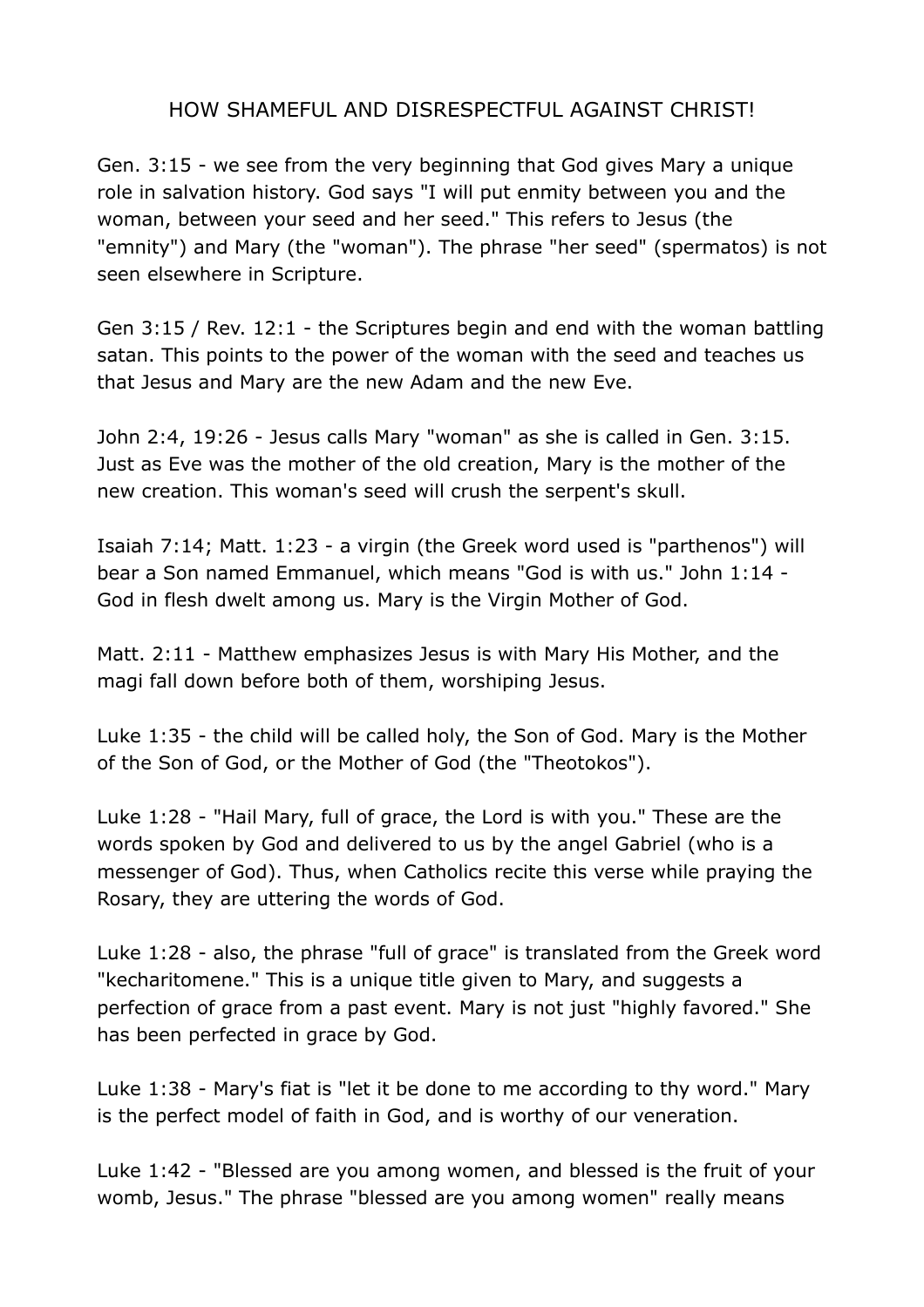# HOW SHAMEFUL AND DISRESPECTFUL AGAINST CHRIST!

Gen. 3:15 - we see from the very beginning that God gives Mary a unique role in salvation history. God says "I will put enmity between you and the woman, between your seed and her seed." This refers to Jesus (the "emnity") and Mary (the "woman"). The phrase "her seed" (spermatos) is not seen elsewhere in Scripture.

Gen 3:15 / Rev. 12:1 - the Scriptures begin and end with the woman battling satan. This points to the power of the woman with the seed and teaches us that Jesus and Mary are the new Adam and the new Eve.

John 2:4, 19:26 - Jesus calls Mary "woman" as she is called in Gen. 3:15. Just as Eve was the mother of the old creation, Mary is the mother of the new creation. This woman's seed will crush the serpent's skull.

Isaiah 7:14; Matt. 1:23 - a virgin (the Greek word used is "parthenos") will bear a Son named Emmanuel, which means "God is with us." John 1:14 - God in flesh dwelt among us. Mary is the Virgin Mother of God.

Matt. 2:11 - Matthew emphasizes Jesus is with Mary His Mother, and the magi fall down before both of them, worshiping Jesus.

Luke 1:35 - the child will be called holy, the Son of God. Mary is the Mother of the Son of God, or the Mother of God (the "Theotokos").

Luke 1:28 - "Hail Mary, full of grace, the Lord is with you." These are the words spoken by God and delivered to us by the angel Gabriel (who is a messenger of God). Thus, when Catholics recite this verse while praying the Rosary, they are uttering the words of God.

Luke 1:28 - also, the phrase "full of grace" is translated from the Greek word "kecharitomene." This is a unique title given to Mary, and suggests a perfection of grace from a past event. Mary is not just "highly favored." She has been perfected in grace by God.

Luke 1:38 - Mary's fiat is "let it be done to me according to thy word." Mary is the perfect model of faith in God, and is worthy of our veneration.

Luke 1:42 - "Blessed are you among women, and blessed is the fruit of your womb, Jesus." The phrase "blessed are you among women" really means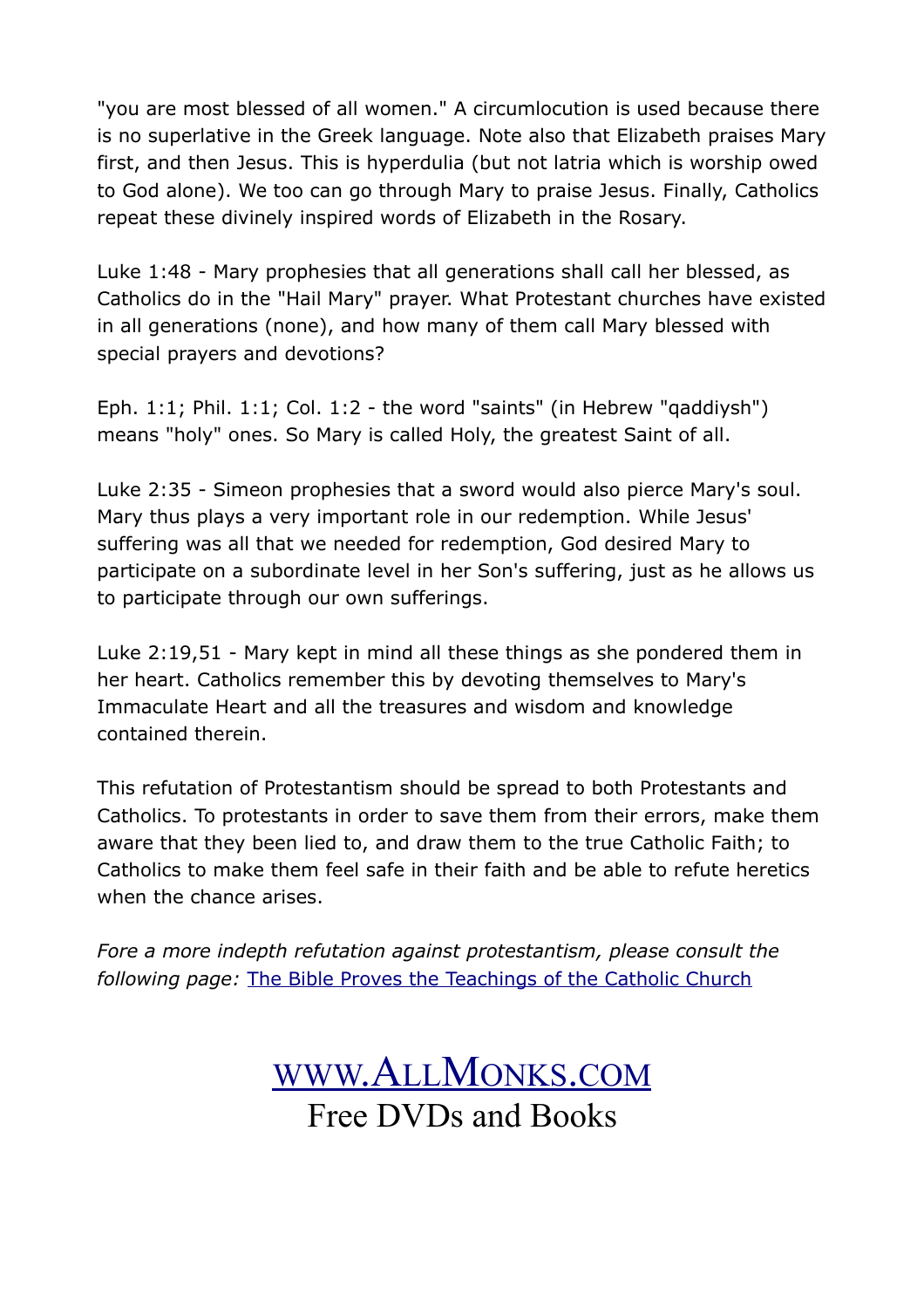"you are most blessed of all women." A circumlocution is used because there is no superlative in the Greek language. Note also that Elizabeth praises Mary first, and then Jesus. This is hyperdulia (but not latria which is worship owed to God alone). We too can go through Mary to praise Jesus. Finally, Catholics repeat these divinely inspired words of Elizabeth in the Rosary.

Luke 1:48 - Mary prophesies that all generations shall call her blessed, as Catholics do in the "Hail Mary" prayer. What Protestant churches have existed in all generations (none), and how many of them call Mary blessed with special prayers and devotions?

Eph. 1:1; Phil. 1:1; Col. 1:2 - the word "saints" (in Hebrew "qaddiysh") means "holy" ones. So Mary is called Holy, the greatest Saint of all.

Luke 2:35 - Simeon prophesies that a sword would also pierce Mary's soul. Mary thus plays a very important role in our redemption. While Jesus' suffering was all that we needed for redemption, God desired Mary to participate on a subordinate level in her Son's suffering, just as he allows us to participate through our own sufferings.

Luke 2:19,51 - Mary kept in mind all these things as she pondered them in her heart. Catholics remember this by devoting themselves to Mary's Immaculate Heart and all the treasures and wisdom and knowledge contained therein.

This refutation of Protestantism should be spread to both Protestants and Catholics. To protestants in order to save them from their errors, make them aware that they been lied to, and draw them to the true Catholic Faith; to Catholics to make them feel safe in their faith and be able to refute heretics when the chance arises.

*Fore a more indepth refutation against protestantism, please consult the following page:* The Bible Proves the Teachings of the Catholic Church

WWW.ALLMONKS.COM

Free DVDs and Books